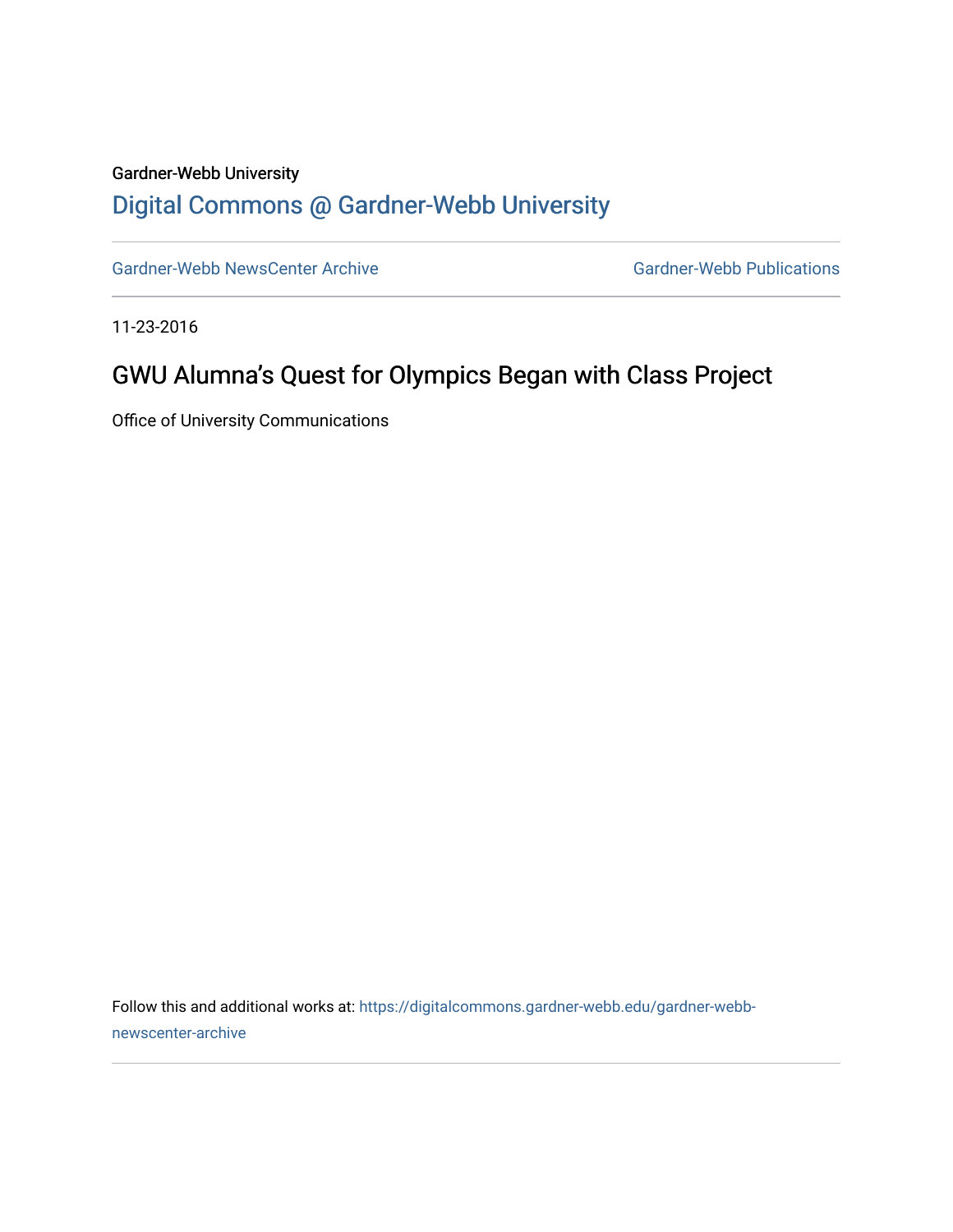Gardner-Webb University

## Digital Commons @ Gardner-Webb University

Gardner-Webb NewsCenter Archive | Gardner-Webb Publications

11-23-2016

# GWU Alumna's Quest for Olympics Began with Class Project

Office of University Communications

Follow this and additional works at: https://digitalcommons.gardner-webb.edu/gardner-webb-newscenter-archive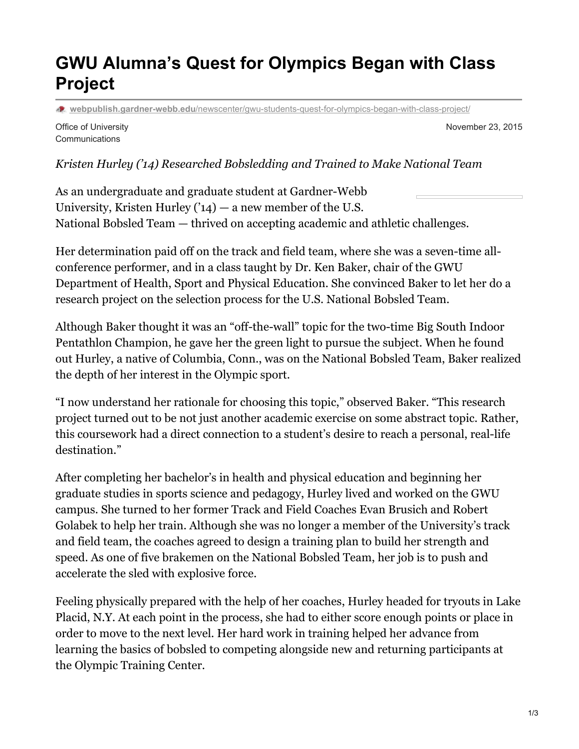# GWU Alumna's Quest for Olympics Began with Class Project

webpublish.gardner-webb.edu/newscenter/gwu-students-quest-for-olympics-began-with-class-project/

Office of University Communications

November 23, 2015

*Kristen Hurley ('14) Researched Bobsledding and Trained to Make National Team*

As an undergraduate and graduate student at Gardner-Webb University, Kristen Hurley ('14) — a new member of the U.S. National Bobsled Team — thrived on accepting academic and athletic challenges.

Her determination paid off on the track and field team, where she was a seven-time all-conference performer, and in a class taught by Dr. Ken Baker, chair of the GWU Department of Health, Sport and Physical Education. She convinced Baker to let her do a research project on the selection process for the U.S. National Bobsled Team.

Although Baker thought it was an "off-the-wall" topic for the two-time Big South Indoor Pentathlon Champion, he gave her the green light to pursue the subject. When he found out Hurley, a native of Columbia, Conn., was on the National Bobsled Team, Baker realized the depth of her interest in the Olympic sport.

"I now understand her rationale for choosing this topic," observed Baker. "This research project turned out to be not just another academic exercise on some abstract topic. Rather, this coursework had a direct connection to a student's desire to reach a personal, real-life destination."

After completing her bachelor's in health and physical education and beginning her graduate studies in sports science and pedagogy, Hurley lived and worked on the GWU campus. She turned to her former Track and Field Coaches Evan Brusich and Robert Golabek to help her train. Although she was no longer a member of the University's track and field team, the coaches agreed to design a training plan to build her strength and speed. As one of five brakemen on the National Bobsled Team, her job is to push and accelerate the sled with explosive force.

Feeling physically prepared with the help of her coaches, Hurley headed for tryouts in Lake Placid, N.Y. At each point in the process, she had to either score enough points or place in order to move to the next level. Her hard work in training helped her advance from learning the basics of bobsled to competing alongside new and returning participants at the Olympic Training Center.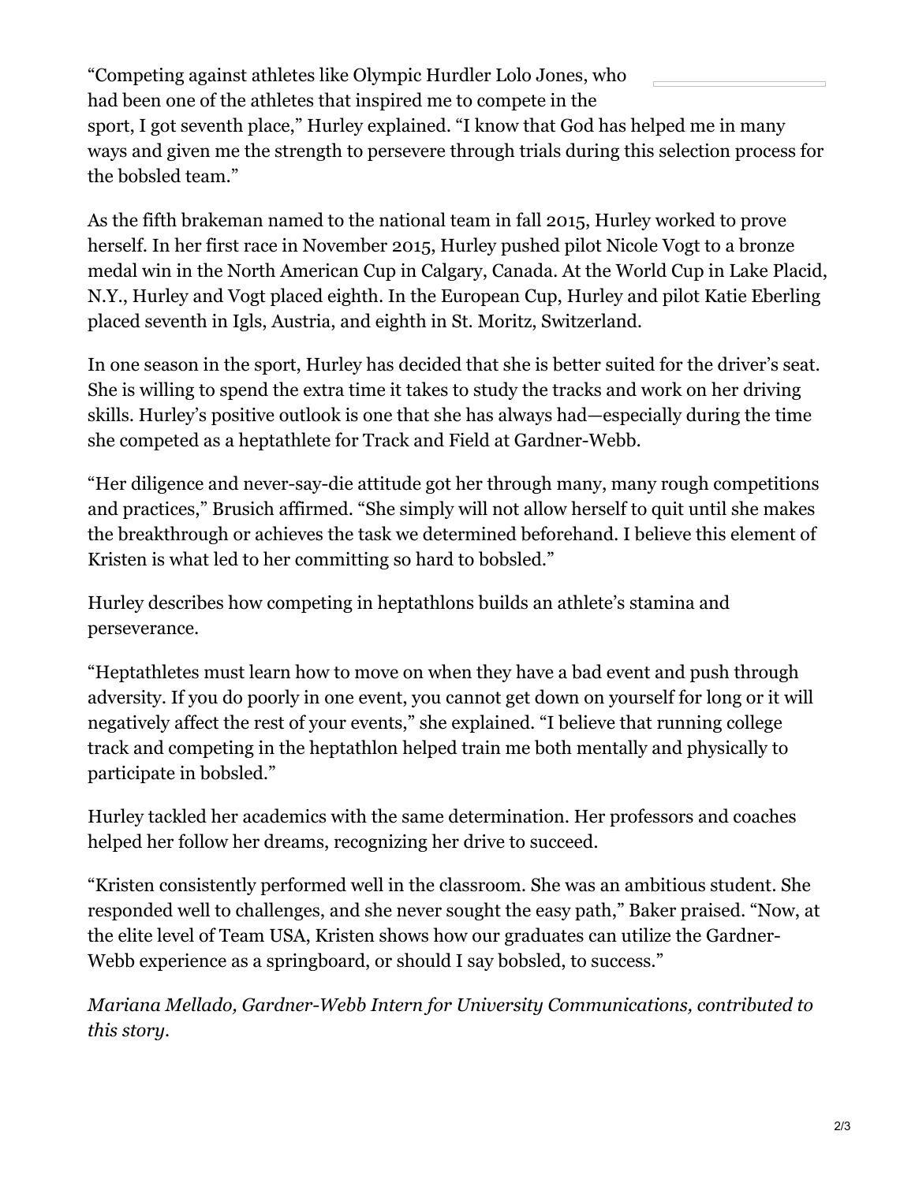"Competing against athletes like Olympic Hurdler Lolo Jones, who had been one of the athletes that inspired me to compete in the sport, I got seventh place," Hurley explained. "I know that God has helped me in many ways and given me the strength to persevere through trials during this selection process for the bobsled team."

As the fifth brakeman named to the national team in fall 2015, Hurley worked to prove herself. In her first race in November 2015, Hurley pushed pilot Nicole Vogt to a bronze medal win in the North American Cup in Calgary, Canada. At the World Cup in Lake Placid, N.Y., Hurley and Vogt placed eighth. In the European Cup, Hurley and pilot Katie Eberling placed seventh in Igls, Austria, and eighth in St. Moritz, Switzerland.

In one season in the sport, Hurley has decided that she is better suited for the driver's seat. She is willing to spend the extra time it takes to study the tracks and work on her driving skills. Hurley's positive outlook is one that she has always had—especially during the time she competed as a heptathlete for Track and Field at Gardner-Webb.

"Her diligence and never-say-die attitude got her through many, many rough competitions and practices," Brusich affirmed. "She simply will not allow herself to quit until she makes the breakthrough or achieves the task we determined beforehand. I believe this element of Kristen is what led to her committing so hard to bobsled."

Hurley describes how competing in heptathlons builds an athlete's stamina and perseverance.

"Heptathletes must learn how to move on when they have a bad event and push through adversity. If you do poorly in one event, you cannot get down on yourself for long or it will negatively affect the rest of your events," she explained. "I believe that running college track and competing in the heptathlon helped train me both mentally and physically to participate in bobsled."

Hurley tackled her academics with the same determination. Her professors and coaches helped her follow her dreams, recognizing her drive to succeed.

"Kristen consistently performed well in the classroom. She was an ambitious student. She responded well to challenges, and she never sought the easy path," Baker praised. "Now, at the elite level of Team USA, Kristen shows how our graduates can utilize the Gardner-Webb experience as a springboard, or should I say bobsled, to success."

*Mariana Mellado, Gardner-Webb Intern for University Communications, contributed to this story.*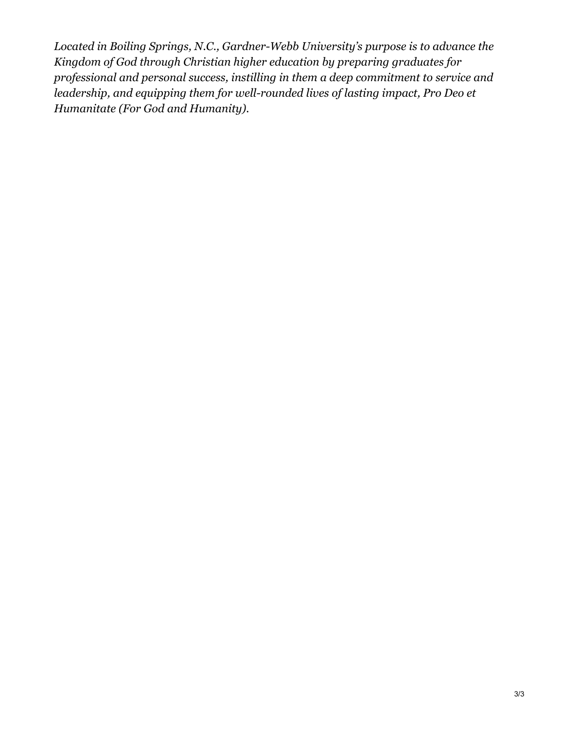*Located in Boiling Springs, N.C., Gardner-Webb University's purpose is to advance the Kingdom of God through Christian higher education by preparing graduates for professional and personal success, instilling in them a deep commitment to service and leadership, and equipping them for well-rounded lives of lasting impact, Pro Deo et Humanitate (For God and Humanity).*